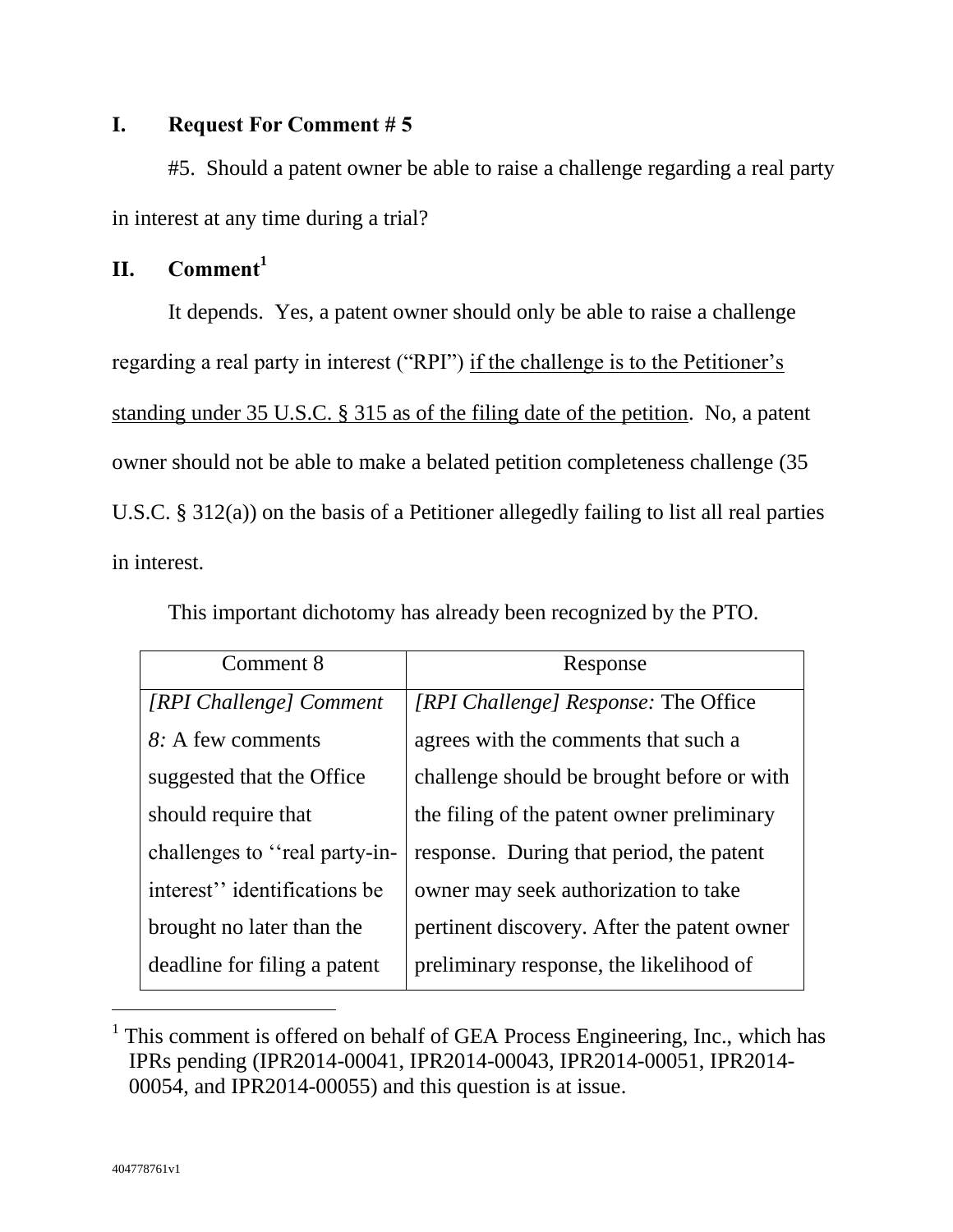# I. Request For Comment # 5

#5. Should a patent owner be able to raise a challenge regarding a real party in interest at any time during a trial?

# II. Comment[1]

It depends. Yes, a patent owner should only be able to raise a challenge regarding a real party in interest ("RPI") <u>if the challenge is to the Petitioner's standing under 35 U.S.C. § 315 as of the filing date of the petition</u>. No, a patent owner should not be able to make a belated petition completeness challenge (35 U.S.C. § 312(a)) on the basis of a Petitioner allegedly failing to list all real parties in interest.

This important dichotomy has already been recognized by the PTO.

| Comment 8 | Response |
|---|---|
| *[RPI Challenge] Comment 8:* A few comments suggested that the Office should require that challenges to ''real party-in-interest'' identifications be brought no later than the deadline for filing a patent | *[RPI Challenge] Response:* The Office agrees with the comments that such a challenge should be brought before or with the filing of the patent owner preliminary response. During that period, the patent owner may seek authorization to take pertinent discovery. After the patent owner preliminary response, the likelihood of |

[1] This comment is offered on behalf of GEA Process Engineering, Inc., which has IPRs pending (IPR2014-00041, IPR2014-00043, IPR2014-00051, IPR2014-00054, and IPR2014-00055) and this question is at issue.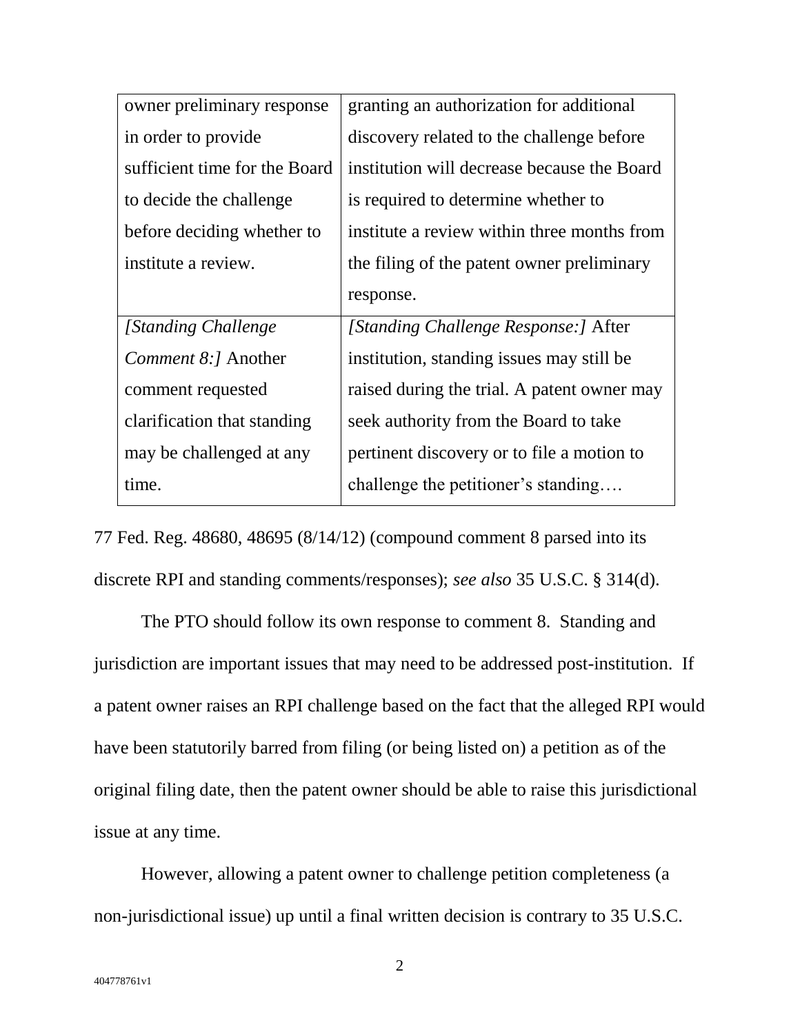| | |
|---|---|
| owner preliminary response in order to provide sufficient time for the Board to decide the challenge before deciding whether to institute a review. | granting an authorization for additional discovery related to the challenge before institution will decrease because the Board is required to determine whether to institute a review within three months from the filing of the patent owner preliminary response. |
| *[Standing Challenge Comment 8:]* Another comment requested clarification that standing may be challenged at any time. | *[Standing Challenge Response:]* After institution, standing issues may still be raised during the trial. A patent owner may seek authority from the Board to take pertinent discovery or to file a motion to challenge the petitioner's standing…. |

77 Fed. Reg. 48680, 48695 (8/14/12) (compound comment 8 parsed into its discrete RPI and standing comments/responses); *see also* 35 U.S.C. § 314(d).

The PTO should follow its own response to comment 8. Standing and jurisdiction are important issues that may need to be addressed post-institution. If a patent owner raises an RPI challenge based on the fact that the alleged RPI would have been statutorily barred from filing (or being listed on) a petition as of the original filing date, then the patent owner should be able to raise this jurisdictional issue at any time.

However, allowing a patent owner to challenge petition completeness (a non-jurisdictional issue) up until a final written decision is contrary to 35 U.S.C.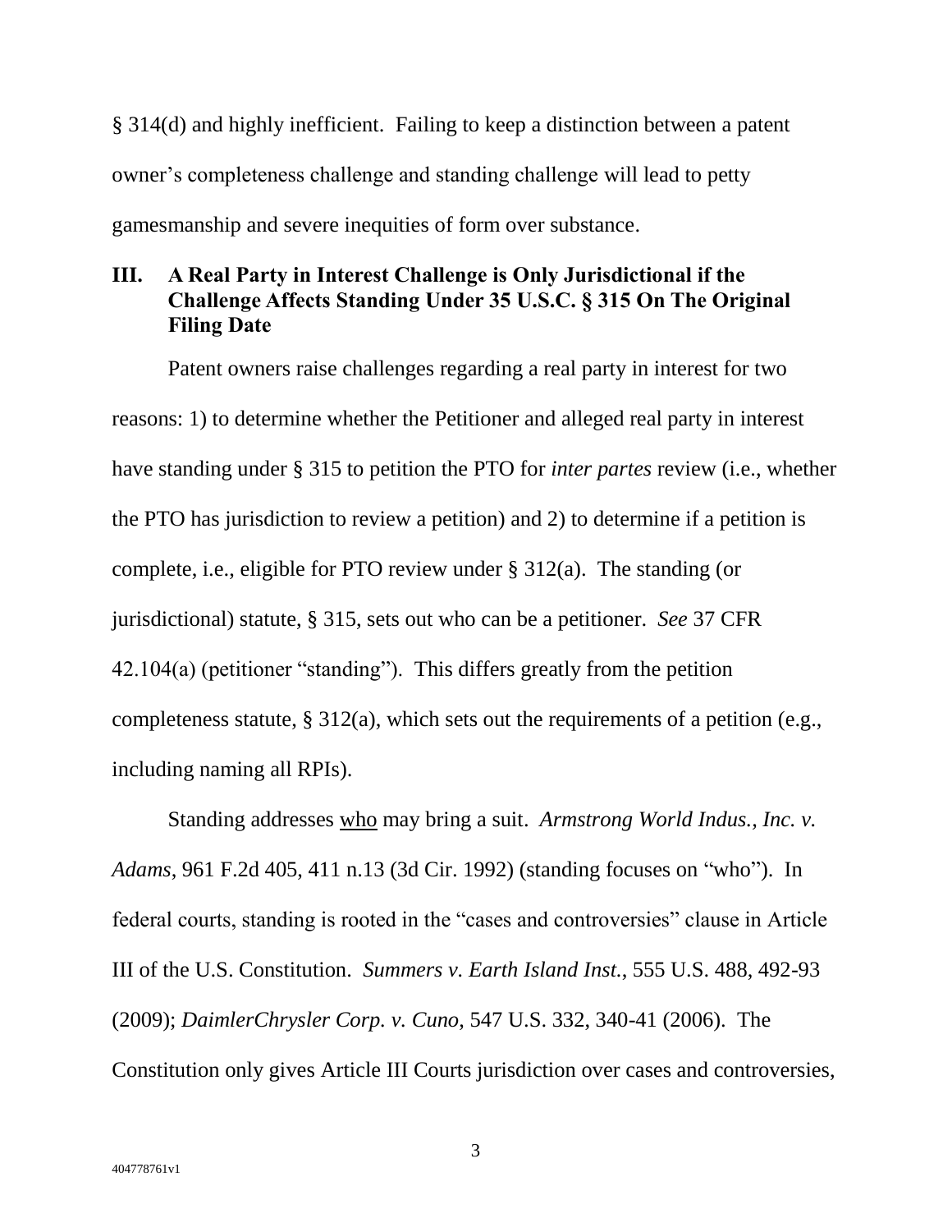§ 314(d) and highly inefficient. Failing to keep a distinction between a patent owner's completeness challenge and standing challenge will lead to petty gamesmanship and severe inequities of form over substance.

## III. A Real Party in Interest Challenge is Only Jurisdictional if the Challenge Affects Standing Under 35 U.S.C. § 315 On The Original Filing Date

Patent owners raise challenges regarding a real party in interest for two reasons: 1) to determine whether the Petitioner and alleged real party in interest have standing under § 315 to petition the PTO for *inter partes* review (i.e., whether the PTO has jurisdiction to review a petition) and 2) to determine if a petition is complete, i.e., eligible for PTO review under § 312(a). The standing (or jurisdictional) statute, § 315, sets out who can be a petitioner. *See* 37 CFR 42.104(a) (petitioner "standing"). This differs greatly from the petition completeness statute, § 312(a), which sets out the requirements of a petition (e.g., including naming all RPIs).

Standing addresses <u>who</u> may bring a suit. *Armstrong World Indus., Inc. v. Adams*, 961 F.2d 405, 411 n.13 (3d Cir. 1992) (standing focuses on "who"). In federal courts, standing is rooted in the "cases and controversies" clause in Article III of the U.S. Constitution. *Summers v. Earth Island Inst.*, 555 U.S. 488, 492-93 (2009); *DaimlerChrysler Corp. v. Cuno*, 547 U.S. 332, 340-41 (2006). The Constitution only gives Article III Courts jurisdiction over cases and controversies,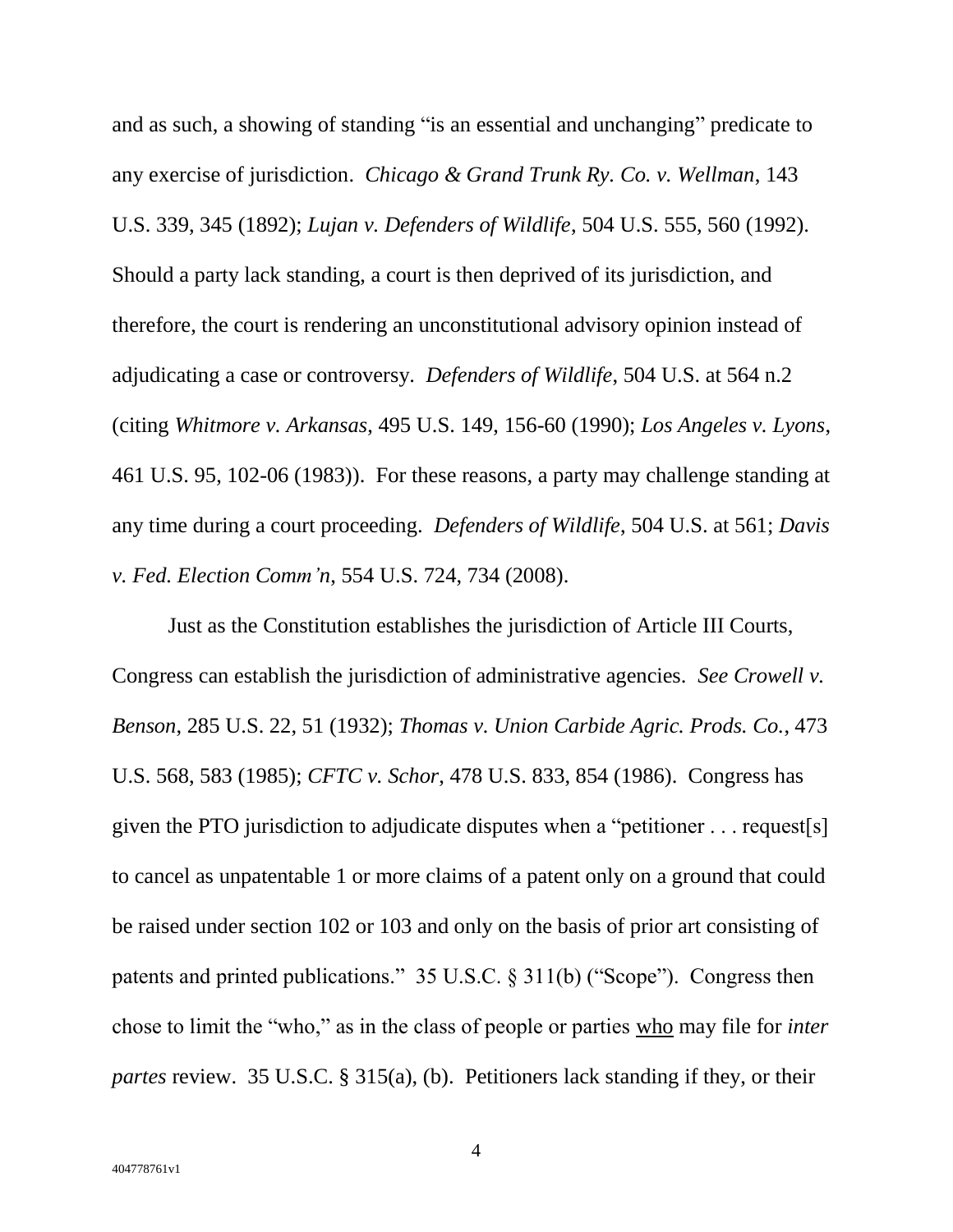and as such, a showing of standing "is an essential and unchanging" predicate to any exercise of jurisdiction. *Chicago & Grand Trunk Ry. Co. v. Wellman*, 143 U.S. 339, 345 (1892); *Lujan v. Defenders of Wildlife*, 504 U.S. 555, 560 (1992). Should a party lack standing, a court is then deprived of its jurisdiction, and therefore, the court is rendering an unconstitutional advisory opinion instead of adjudicating a case or controversy. *Defenders of Wildlife*, 504 U.S. at 564 n.2 (citing *Whitmore v. Arkansas*, 495 U.S. 149, 156-60 (1990); *Los Angeles v. Lyons*, 461 U.S. 95, 102-06 (1983)). For these reasons, a party may challenge standing at any time during a court proceeding. *Defenders of Wildlife*, 504 U.S. at 561; *Davis v. Fed. Election Comm'n*, 554 U.S. 724, 734 (2008).

Just as the Constitution establishes the jurisdiction of Article III Courts, Congress can establish the jurisdiction of administrative agencies. *See Crowell v. Benson*, 285 U.S. 22, 51 (1932); *Thomas v. Union Carbide Agric. Prods. Co.*, 473 U.S. 568, 583 (1985); *CFTC v. Schor*, 478 U.S. 833, 854 (1986). Congress has given the PTO jurisdiction to adjudicate disputes when a "petitioner . . . request[s] to cancel as unpatentable 1 or more claims of a patent only on a ground that could be raised under section 102 or 103 and only on the basis of prior art consisting of patents and printed publications." 35 U.S.C. § 311(b) ("Scope"). Congress then chose to limit the "who," as in the class of people or parties <u>who</u> may file for *inter partes* review. 35 U.S.C. § 315(a), (b). Petitioners lack standing if they, or their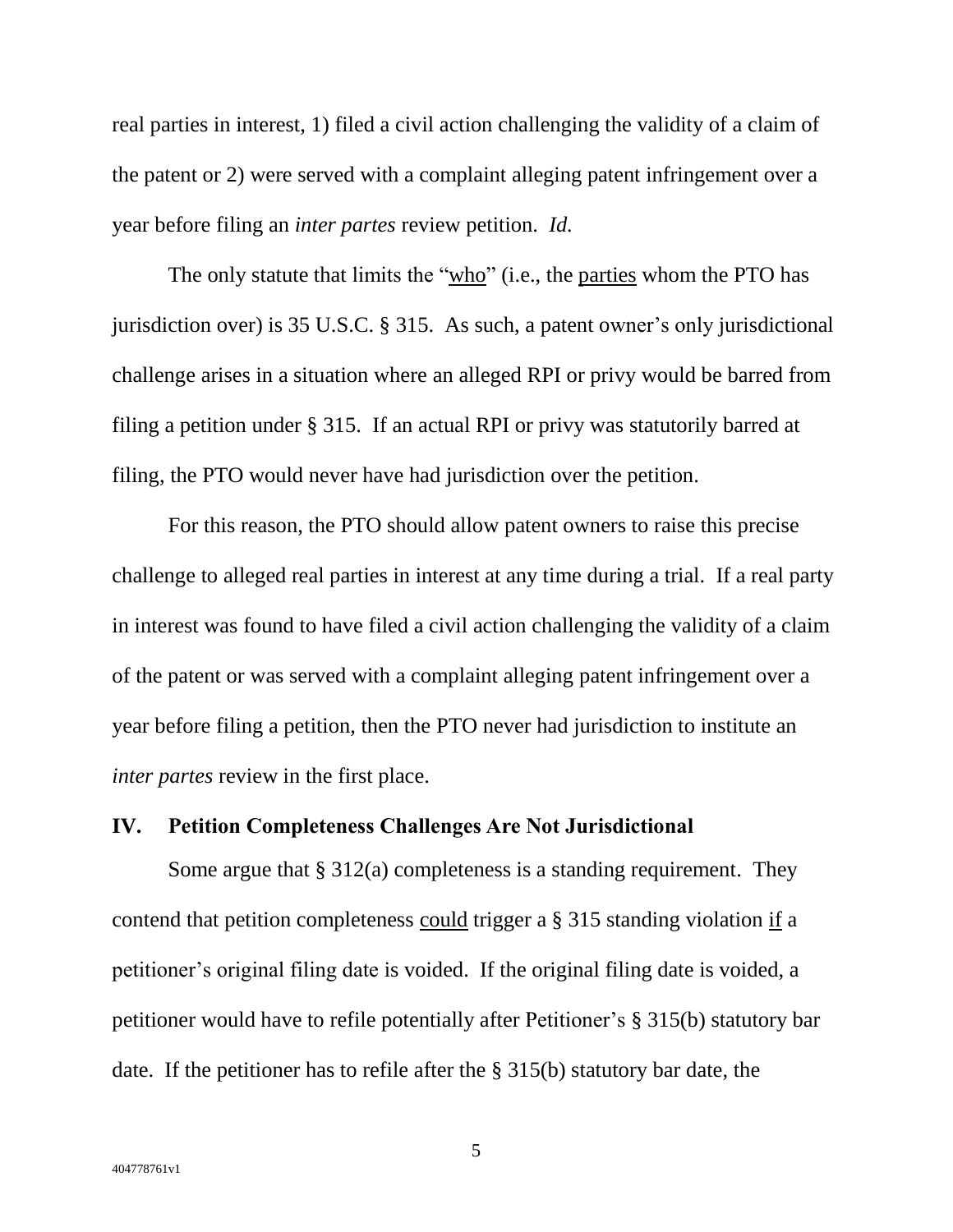real parties in interest, 1) filed a civil action challenging the validity of a claim of the patent or 2) were served with a complaint alleging patent infringement over a year before filing an *inter partes* review petition. *Id.*

The only statute that limits the "who" (i.e., the parties whom the PTO has jurisdiction over) is 35 U.S.C. § 315. As such, a patent owner's only jurisdictional challenge arises in a situation where an alleged RPI or privy would be barred from filing a petition under § 315. If an actual RPI or privy was statutorily barred at filing, the PTO would never have had jurisdiction over the petition.

For this reason, the PTO should allow patent owners to raise this precise challenge to alleged real parties in interest at any time during a trial. If a real party in interest was found to have filed a civil action challenging the validity of a claim of the patent or was served with a complaint alleging patent infringement over a year before filing a petition, then the PTO never had jurisdiction to institute an *inter partes* review in the first place.

## IV. Petition Completeness Challenges Are Not Jurisdictional

Some argue that § 312(a) completeness is a standing requirement. They contend that petition completeness could trigger a § 315 standing violation if a petitioner's original filing date is voided. If the original filing date is voided, a petitioner would have to refile potentially after Petitioner's § 315(b) statutory bar date. If the petitioner has to refile after the § 315(b) statutory bar date, the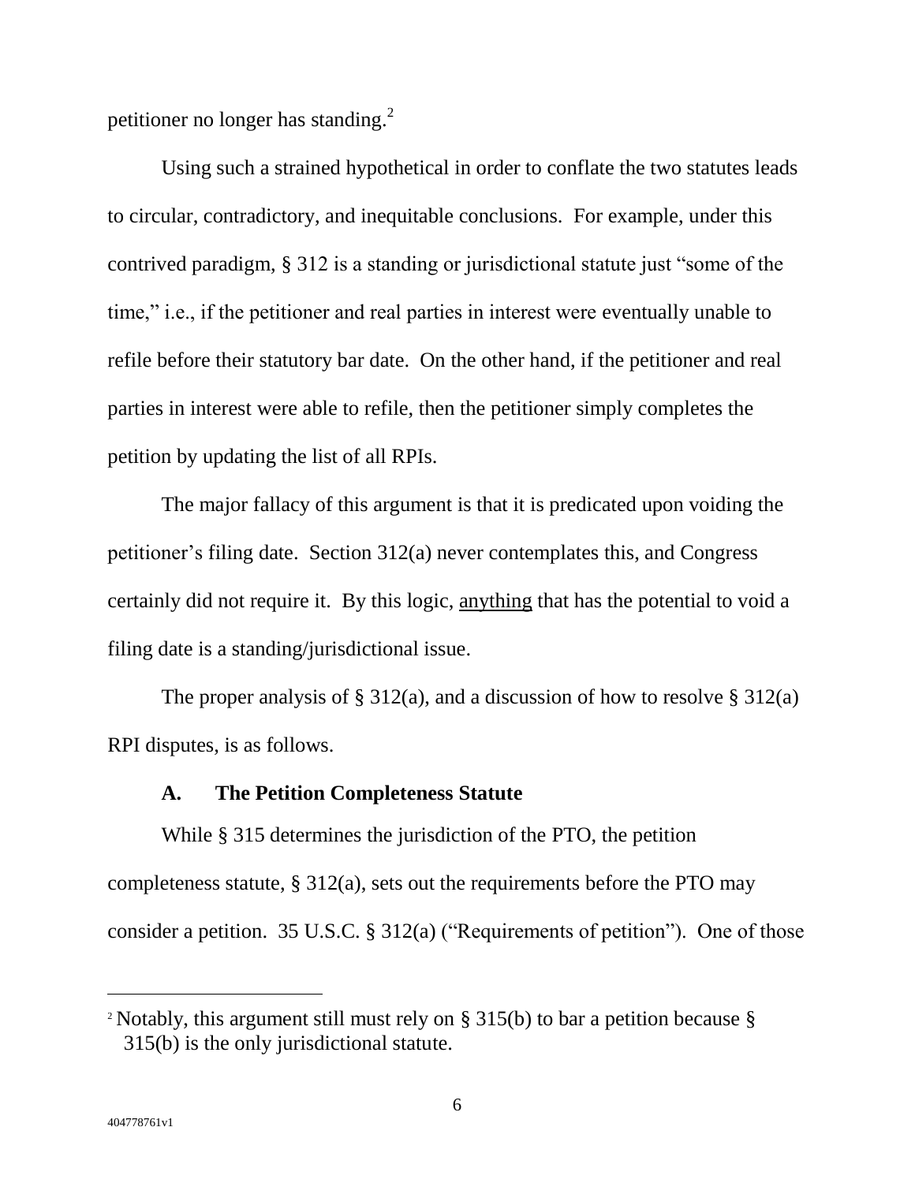petitioner no longer has standing.[2]

Using such a strained hypothetical in order to conflate the two statutes leads to circular, contradictory, and inequitable conclusions. For example, under this contrived paradigm, § 312 is a standing or jurisdictional statute just "some of the time," i.e., if the petitioner and real parties in interest were eventually unable to refile before their statutory bar date. On the other hand, if the petitioner and real parties in interest were able to refile, then the petitioner simply completes the petition by updating the list of all RPIs.

The major fallacy of this argument is that it is predicated upon voiding the petitioner's filing date. Section 312(a) never contemplates this, and Congress certainly did not require it. By this logic, <u>anything</u> that has the potential to void a filing date is a standing/jurisdictional issue.

The proper analysis of § 312(a), and a discussion of how to resolve § 312(a) RPI disputes, is as follows.

### A. The Petition Completeness Statute

While § 315 determines the jurisdiction of the PTO, the petition completeness statute, § 312(a), sets out the requirements before the PTO may consider a petition. 35 U.S.C. § 312(a) ("Requirements of petition"). One of those

---

[2] Notably, this argument still must rely on § 315(b) to bar a petition because § 315(b) is the only jurisdictional statute.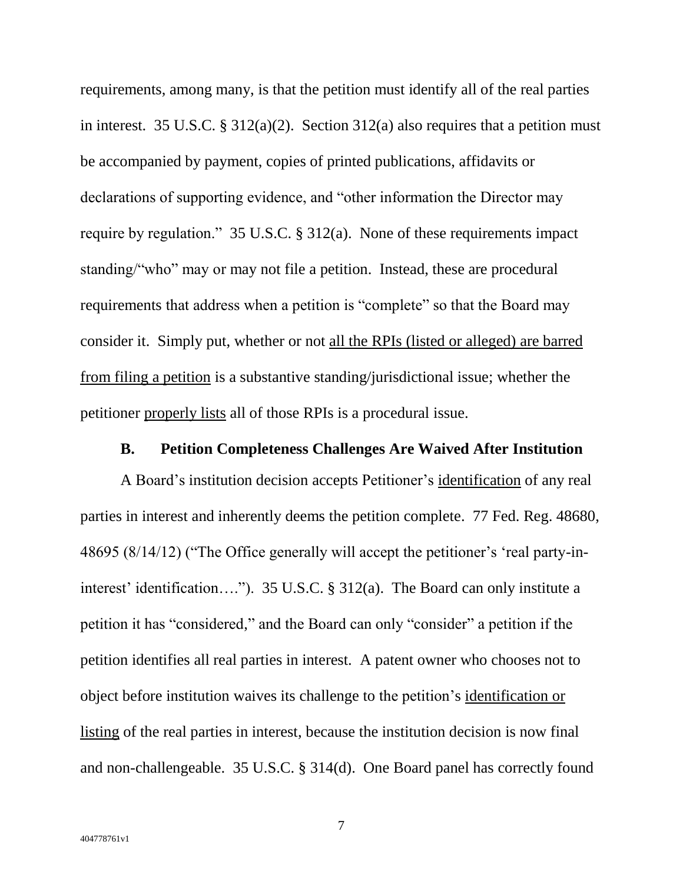requirements, among many, is that the petition must identify all of the real parties in interest. 35 U.S.C. § 312(a)(2). Section 312(a) also requires that a petition must be accompanied by payment, copies of printed publications, affidavits or declarations of supporting evidence, and "other information the Director may require by regulation." 35 U.S.C. § 312(a). None of these requirements impact standing/"who" may or may not file a petition. Instead, these are procedural requirements that address when a petition is "complete" so that the Board may consider it. Simply put, whether or not <u>all the RPIs (listed or alleged) are barred from filing a petition</u> is a substantive standing/jurisdictional issue; whether the petitioner <u>properly lists</u> all of those RPIs is a procedural issue.

### B. Petition Completeness Challenges Are Waived After Institution

A Board's institution decision accepts Petitioner's <u>identification</u> of any real parties in interest and inherently deems the petition complete. 77 Fed. Reg. 48680, 48695 (8/14/12) ("The Office generally will accept the petitioner's 'real party-in-interest' identification…."). 35 U.S.C. § 312(a). The Board can only institute a petition it has "considered," and the Board can only "consider" a petition if the petition identifies all real parties in interest. A patent owner who chooses not to object before institution waives its challenge to the petition's <u>identification or listing</u> of the real parties in interest, because the institution decision is now final and non-challengeable. 35 U.S.C. § 314(d). One Board panel has correctly found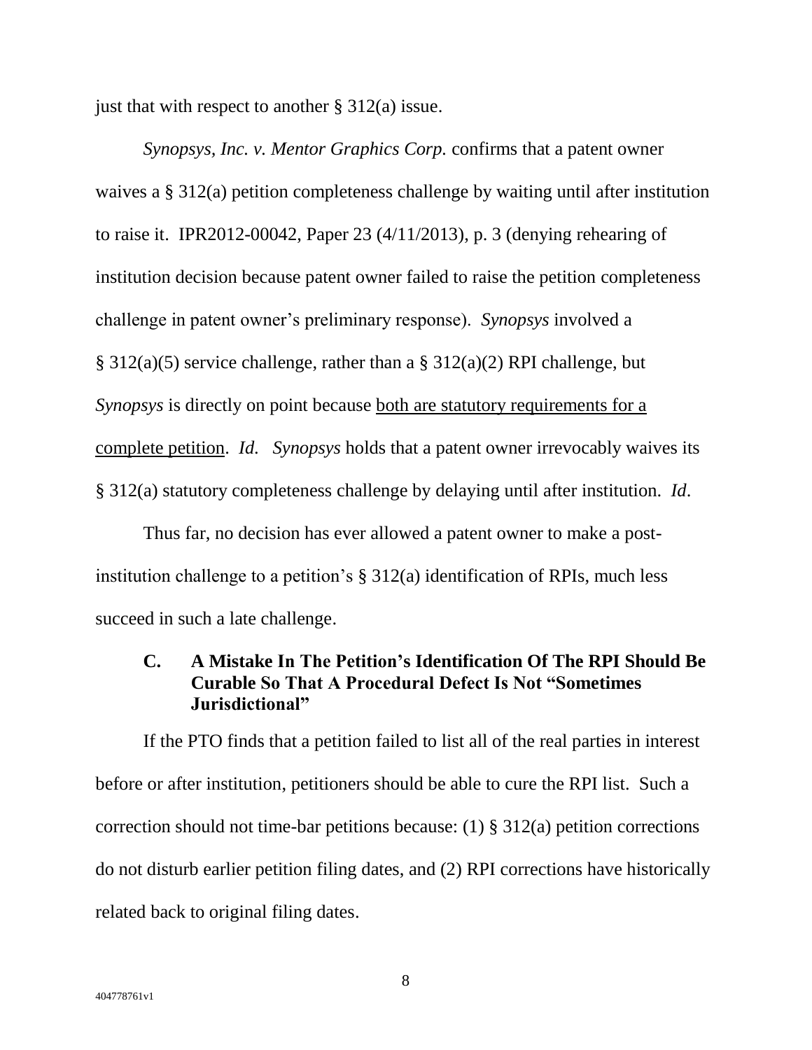just that with respect to another § 312(a) issue.

*Synopsys, Inc. v. Mentor Graphics Corp.* confirms that a patent owner waives a § 312(a) petition completeness challenge by waiting until after institution to raise it. IPR2012-00042, Paper 23 (4/11/2013), p. 3 (denying rehearing of institution decision because patent owner failed to raise the petition completeness challenge in patent owner's preliminary response). *Synopsys* involved a § 312(a)(5) service challenge, rather than a § 312(a)(2) RPI challenge, but *Synopsys* is directly on point because <u>both are statutory requirements for a complete petition</u>. *Id*. *Synopsys* holds that a patent owner irrevocably waives its § 312(a) statutory completeness challenge by delaying until after institution. *Id*.

Thus far, no decision has ever allowed a patent owner to make a post-institution challenge to a petition's § 312(a) identification of RPIs, much less succeed in such a late challenge.

### C. A Mistake In The Petition's Identification Of The RPI Should Be Curable So That A Procedural Defect Is Not "Sometimes Jurisdictional"

If the PTO finds that a petition failed to list all of the real parties in interest before or after institution, petitioners should be able to cure the RPI list. Such a correction should not time-bar petitions because: (1) § 312(a) petition corrections do not disturb earlier petition filing dates, and (2) RPI corrections have historically related back to original filing dates.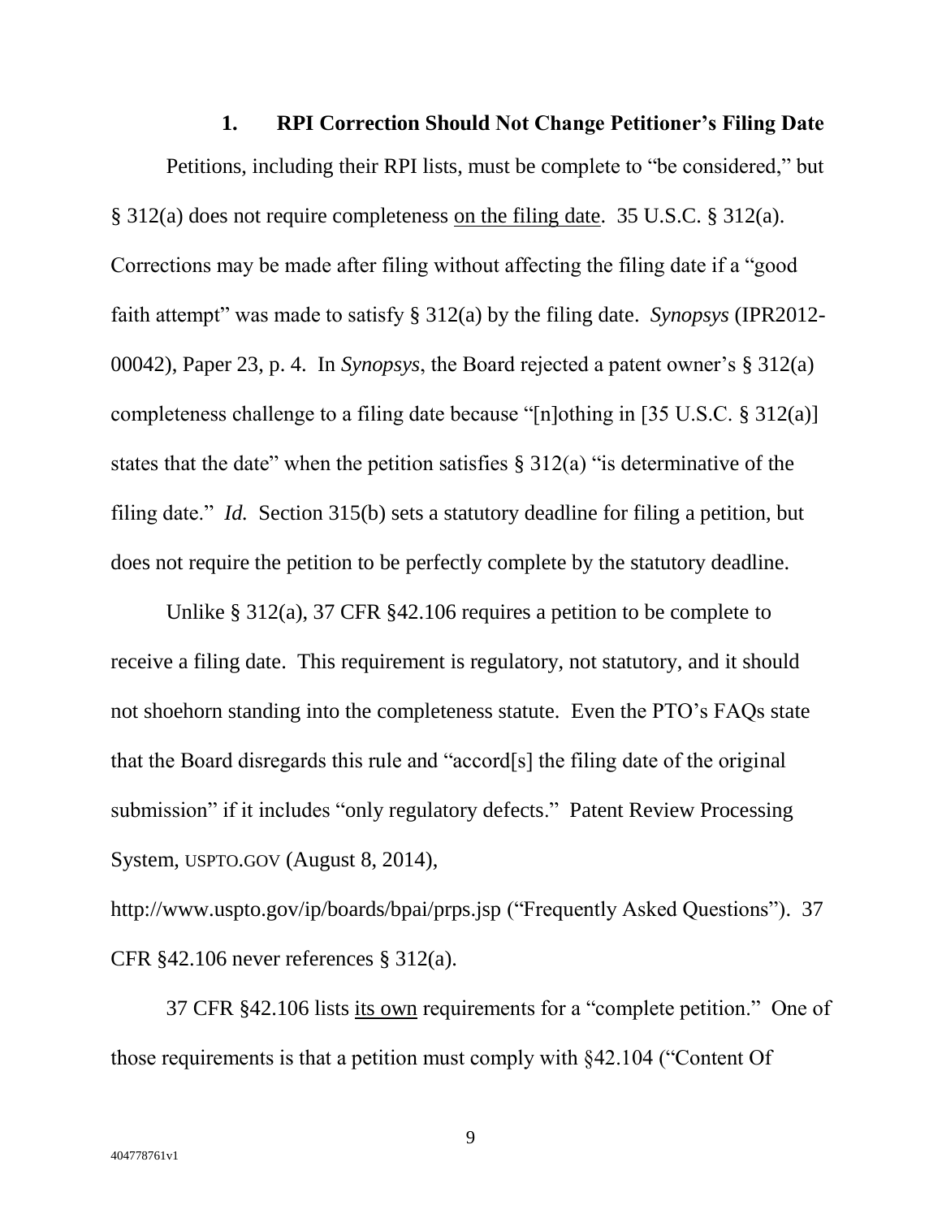### 1. RPI Correction Should Not Change Petitioner's Filing Date

Petitions, including their RPI lists, must be complete to "be considered," but § 312(a) does not require completeness on the filing date. 35 U.S.C. § 312(a). Corrections may be made after filing without affecting the filing date if a "good faith attempt" was made to satisfy § 312(a) by the filing date. *Synopsys* (IPR2012-00042), Paper 23, p. 4. In *Synopsys*, the Board rejected a patent owner's § 312(a) completeness challenge to a filing date because "[n]othing in [35 U.S.C. § 312(a)] states that the date" when the petition satisfies § 312(a) "is determinative of the filing date." *Id.* Section 315(b) sets a statutory deadline for filing a petition, but does not require the petition to be perfectly complete by the statutory deadline.

Unlike § 312(a), 37 CFR §42.106 requires a petition to be complete to receive a filing date. This requirement is regulatory, not statutory, and it should not shoehorn standing into the completeness statute. Even the PTO's FAQs state that the Board disregards this rule and "accord[s] the filing date of the original submission" if it includes "only regulatory defects." Patent Review Processing System, USPTO.GOV (August 8, 2014), http://www.uspto.gov/ip/boards/bpai/prps.jsp ("Frequently Asked Questions"). 37 CFR §42.106 never references § 312(a).

37 CFR §42.106 lists its own requirements for a "complete petition." One of those requirements is that a petition must comply with §42.104 ("Content Of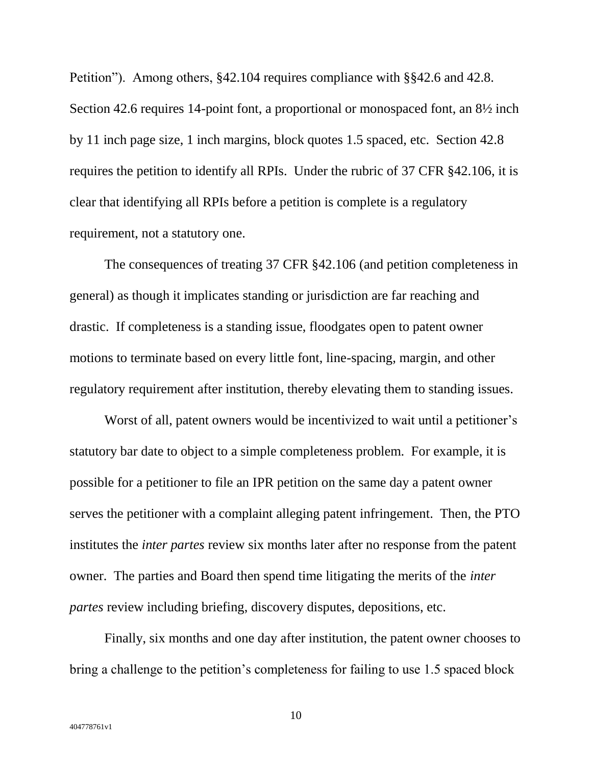Petition"). Among others, §42.104 requires compliance with §§42.6 and 42.8. Section 42.6 requires 14-point font, a proportional or monospaced font, an 8½ inch by 11 inch page size, 1 inch margins, block quotes 1.5 spaced, etc. Section 42.8 requires the petition to identify all RPIs. Under the rubric of 37 CFR §42.106, it is clear that identifying all RPIs before a petition is complete is a regulatory requirement, not a statutory one.

The consequences of treating 37 CFR §42.106 (and petition completeness in general) as though it implicates standing or jurisdiction are far reaching and drastic. If completeness is a standing issue, floodgates open to patent owner motions to terminate based on every little font, line-spacing, margin, and other regulatory requirement after institution, thereby elevating them to standing issues.

Worst of all, patent owners would be incentivized to wait until a petitioner's statutory bar date to object to a simple completeness problem. For example, it is possible for a petitioner to file an IPR petition on the same day a patent owner serves the petitioner with a complaint alleging patent infringement. Then, the PTO institutes the *inter partes* review six months later after no response from the patent owner. The parties and Board then spend time litigating the merits of the *inter partes* review including briefing, discovery disputes, depositions, etc.

Finally, six months and one day after institution, the patent owner chooses to bring a challenge to the petition's completeness for failing to use 1.5 spaced block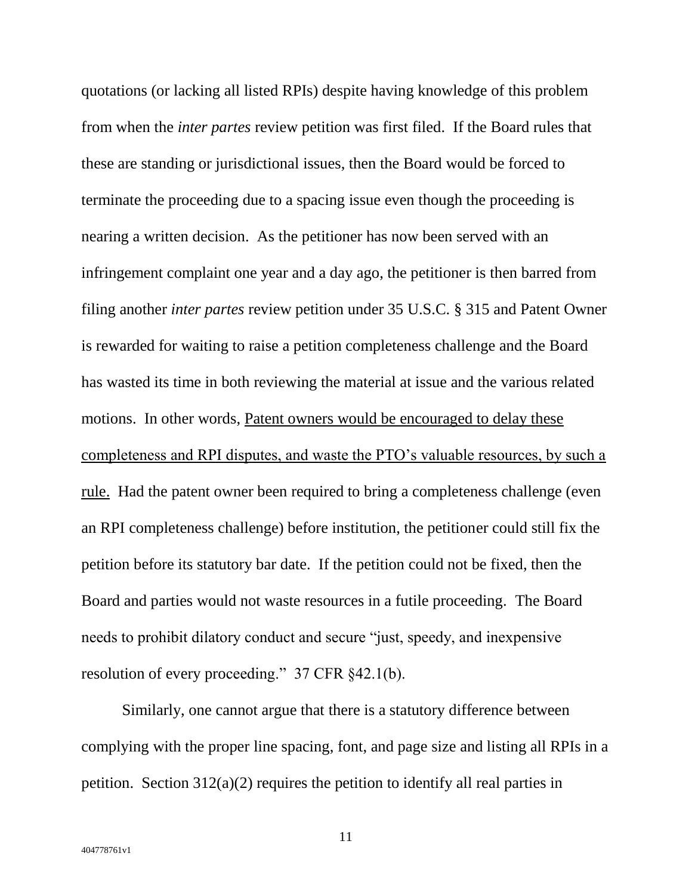quotations (or lacking all listed RPIs) despite having knowledge of this problem from when the *inter partes* review petition was first filed. If the Board rules that these are standing or jurisdictional issues, then the Board would be forced to terminate the proceeding due to a spacing issue even though the proceeding is nearing a written decision. As the petitioner has now been served with an infringement complaint one year and a day ago, the petitioner is then barred from filing another *inter partes* review petition under 35 U.S.C. § 315 and Patent Owner is rewarded for waiting to raise a petition completeness challenge and the Board has wasted its time in both reviewing the material at issue and the various related motions. In other words, <u>Patent owners would be encouraged to delay these completeness and RPI disputes, and waste the PTO's valuable resources, by such a rule.</u> Had the patent owner been required to bring a completeness challenge (even an RPI completeness challenge) before institution, the petitioner could still fix the petition before its statutory bar date. If the petition could not be fixed, then the Board and parties would not waste resources in a futile proceeding. The Board needs to prohibit dilatory conduct and secure "just, speedy, and inexpensive resolution of every proceeding." 37 CFR §42.1(b).

Similarly, one cannot argue that there is a statutory difference between complying with the proper line spacing, font, and page size and listing all RPIs in a petition. Section 312(a)(2) requires the petition to identify all real parties in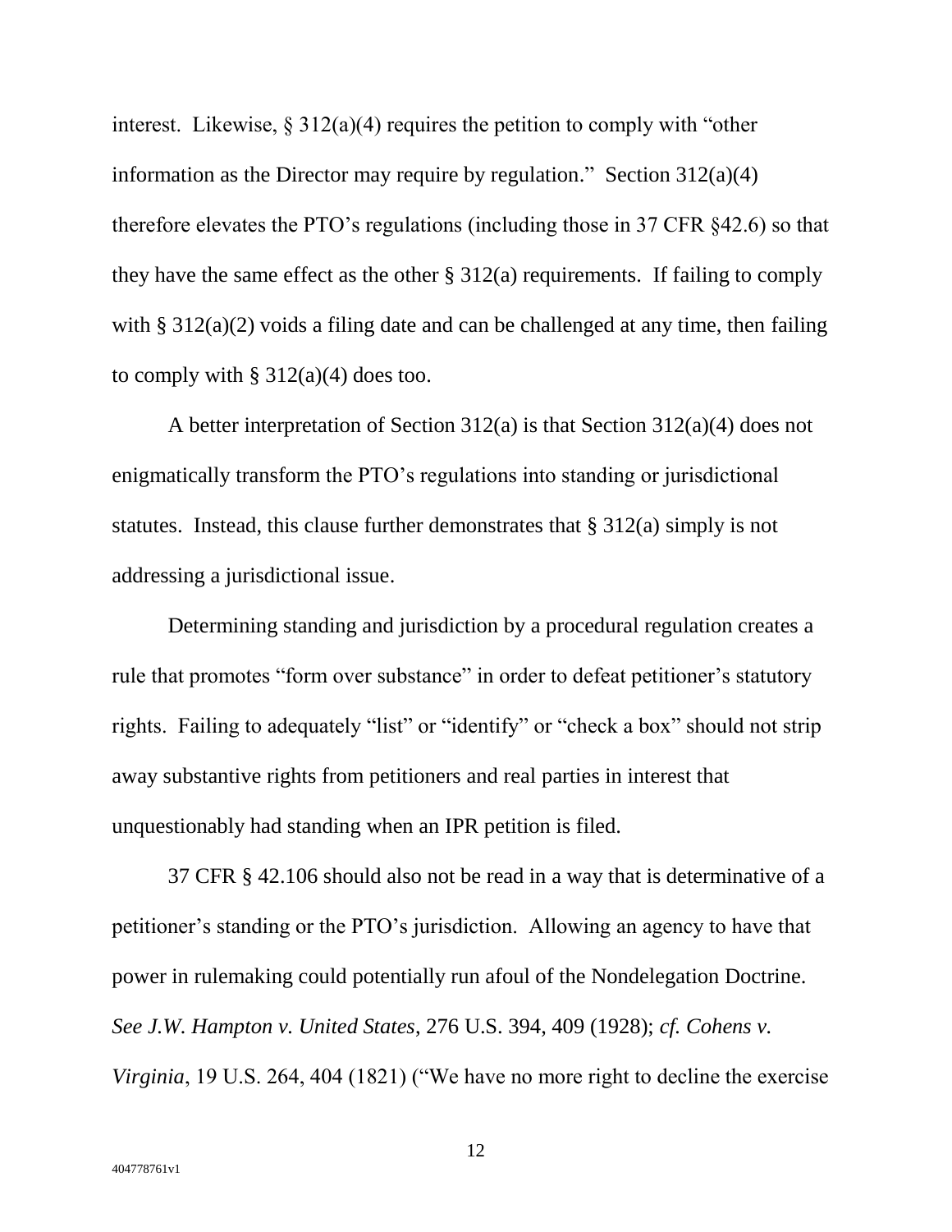interest. Likewise, § 312(a)(4) requires the petition to comply with "other information as the Director may require by regulation." Section 312(a)(4) therefore elevates the PTO's regulations (including those in 37 CFR §42.6) so that they have the same effect as the other § 312(a) requirements. If failing to comply with § 312(a)(2) voids a filing date and can be challenged at any time, then failing to comply with § 312(a)(4) does too.

A better interpretation of Section 312(a) is that Section 312(a)(4) does not enigmatically transform the PTO's regulations into standing or jurisdictional statutes. Instead, this clause further demonstrates that § 312(a) simply is not addressing a jurisdictional issue.

Determining standing and jurisdiction by a procedural regulation creates a rule that promotes "form over substance" in order to defeat petitioner's statutory rights. Failing to adequately "list" or "identify" or "check a box" should not strip away substantive rights from petitioners and real parties in interest that unquestionably had standing when an IPR petition is filed.

37 CFR § 42.106 should also not be read in a way that is determinative of a petitioner's standing or the PTO's jurisdiction. Allowing an agency to have that power in rulemaking could potentially run afoul of the Nondelegation Doctrine. *See J.W. Hampton v. United States*, 276 U.S. 394, 409 (1928); *cf. Cohens v. Virginia*, 19 U.S. 264, 404 (1821) ("We have no more right to decline the exercise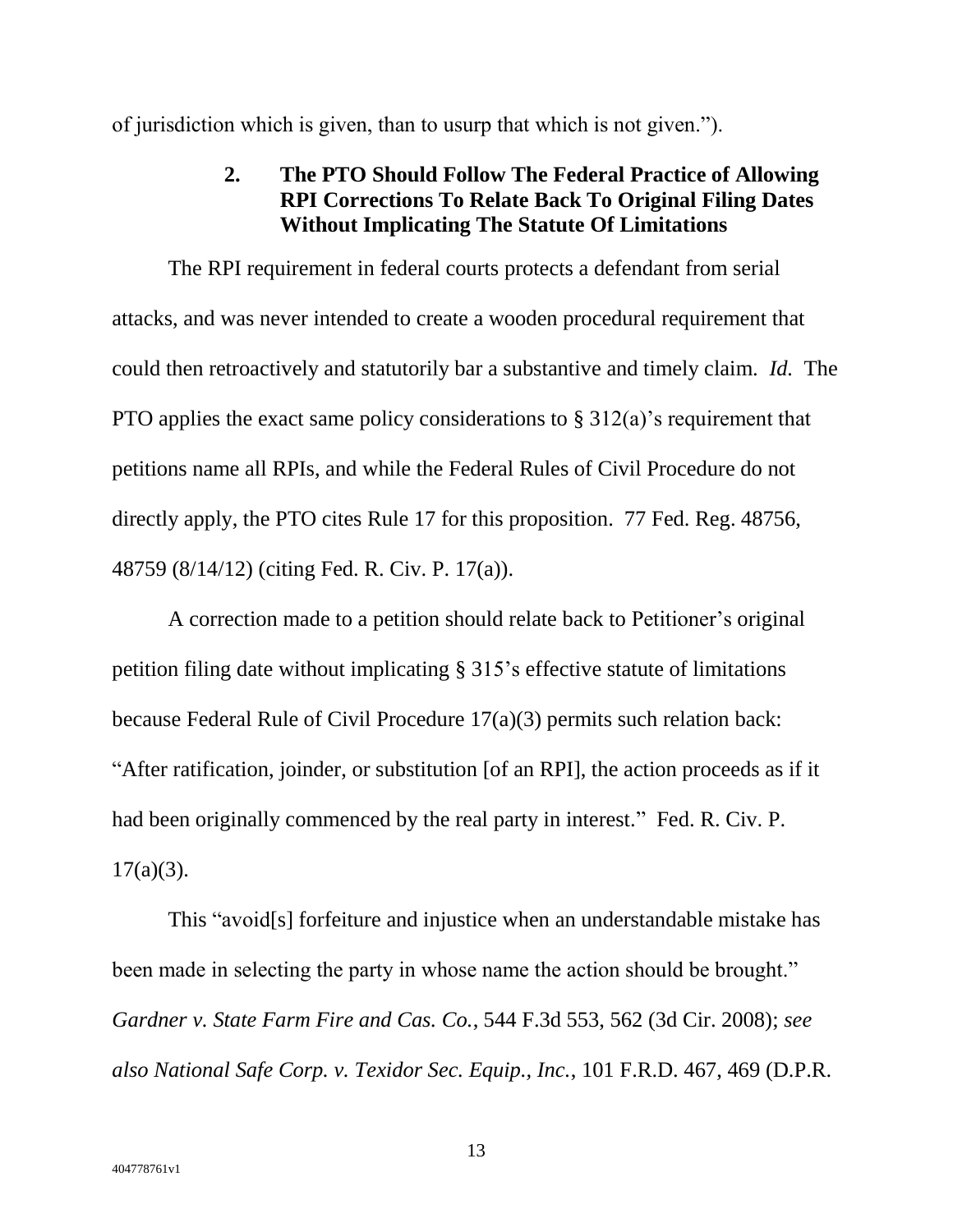of jurisdiction which is given, than to usurp that which is not given.").

### 2. The PTO Should Follow The Federal Practice of Allowing RPI Corrections To Relate Back To Original Filing Dates Without Implicating The Statute Of Limitations

The RPI requirement in federal courts protects a defendant from serial attacks, and was never intended to create a wooden procedural requirement that could then retroactively and statutorily bar a substantive and timely claim. *Id.* The PTO applies the exact same policy considerations to § 312(a)'s requirement that petitions name all RPIs, and while the Federal Rules of Civil Procedure do not directly apply, the PTO cites Rule 17 for this proposition. 77 Fed. Reg. 48756, 48759 (8/14/12) (citing Fed. R. Civ. P. 17(a)).

A correction made to a petition should relate back to Petitioner's original petition filing date without implicating § 315's effective statute of limitations because Federal Rule of Civil Procedure 17(a)(3) permits such relation back: "After ratification, joinder, or substitution [of an RPI], the action proceeds as if it had been originally commenced by the real party in interest." Fed. R. Civ. P. 17(a)(3).

This "avoid[s] forfeiture and injustice when an understandable mistake has been made in selecting the party in whose name the action should be brought." *Gardner v. State Farm Fire and Cas. Co.*, 544 F.3d 553, 562 (3d Cir. 2008); *see also National Safe Corp. v. Texidor Sec. Equip., Inc.*, 101 F.R.D. 467, 469 (D.P.R.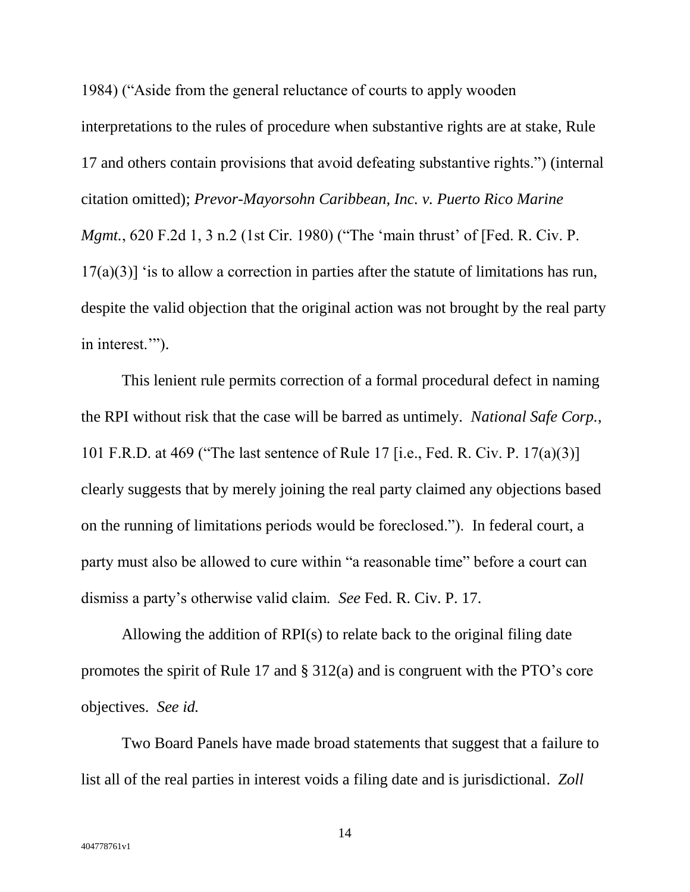1984) ("Aside from the general reluctance of courts to apply wooden interpretations to the rules of procedure when substantive rights are at stake, Rule 17 and others contain provisions that avoid defeating substantive rights.") (internal citation omitted); *Prevor-Mayorsohn Caribbean, Inc. v. Puerto Rico Marine Mgmt.*, 620 F.2d 1, 3 n.2 (1st Cir. 1980) ("The 'main thrust' of [Fed. R. Civ. P. 17(a)(3)] 'is to allow a correction in parties after the statute of limitations has run, despite the valid objection that the original action was not brought by the real party in interest.'").

This lenient rule permits correction of a formal procedural defect in naming the RPI without risk that the case will be barred as untimely. *National Safe Corp.*, 101 F.R.D. at 469 ("The last sentence of Rule 17 [i.e., Fed. R. Civ. P. 17(a)(3)] clearly suggests that by merely joining the real party claimed any objections based on the running of limitations periods would be foreclosed."). In federal court, a party must also be allowed to cure within "a reasonable time" before a court can dismiss a party's otherwise valid claim. *See* Fed. R. Civ. P. 17.

Allowing the addition of RPI(s) to relate back to the original filing date promotes the spirit of Rule 17 and § 312(a) and is congruent with the PTO's core objectives. *See id.*

Two Board Panels have made broad statements that suggest that a failure to list all of the real parties in interest voids a filing date and is jurisdictional. *Zoll*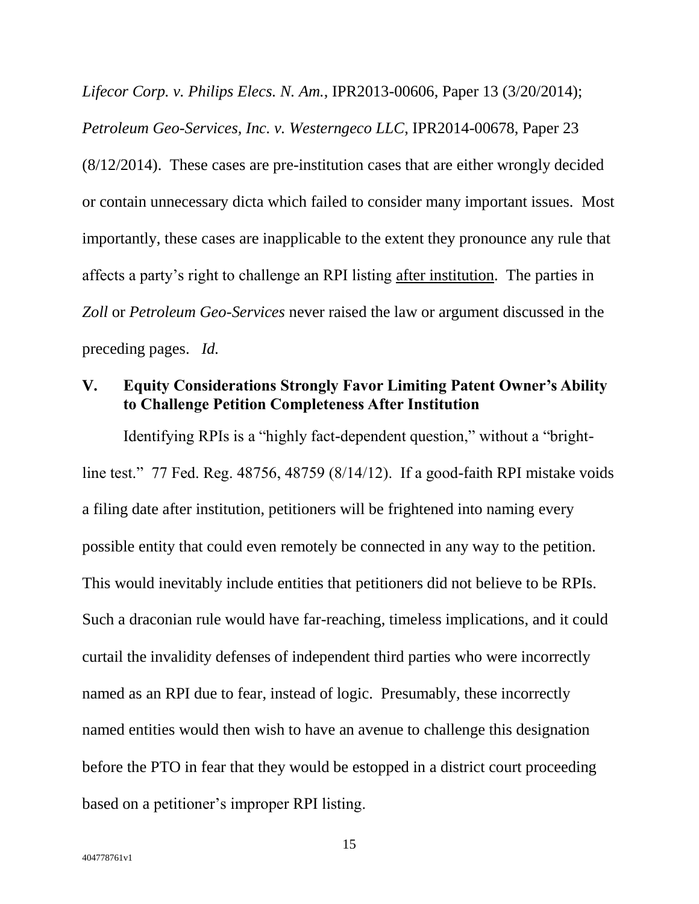*Lifecor Corp. v. Philips Elecs. N. Am.*, IPR2013-00606, Paper 13 (3/20/2014); *Petroleum Geo-Services, Inc. v. Westerngeco LLC*, IPR2014-00678, Paper 23 (8/12/2014). These cases are pre-institution cases that are either wrongly decided or contain unnecessary dicta which failed to consider many important issues. Most importantly, these cases are inapplicable to the extent they pronounce any rule that affects a party's right to challenge an RPI listing <u>after institution</u>. The parties in *Zoll* or *Petroleum Geo-Services* never raised the law or argument discussed in the preceding pages. *Id.*

## V. Equity Considerations Strongly Favor Limiting Patent Owner's Ability to Challenge Petition Completeness After Institution

Identifying RPIs is a "highly fact-dependent question," without a "bright-line test." 77 Fed. Reg. 48756, 48759 (8/14/12). If a good-faith RPI mistake voids a filing date after institution, petitioners will be frightened into naming every possible entity that could even remotely be connected in any way to the petition. This would inevitably include entities that petitioners did not believe to be RPIs. Such a draconian rule would have far-reaching, timeless implications, and it could curtail the invalidity defenses of independent third parties who were incorrectly named as an RPI due to fear, instead of logic. Presumably, these incorrectly named entities would then wish to have an avenue to challenge this designation before the PTO in fear that they would be estopped in a district court proceeding based on a petitioner's improper RPI listing.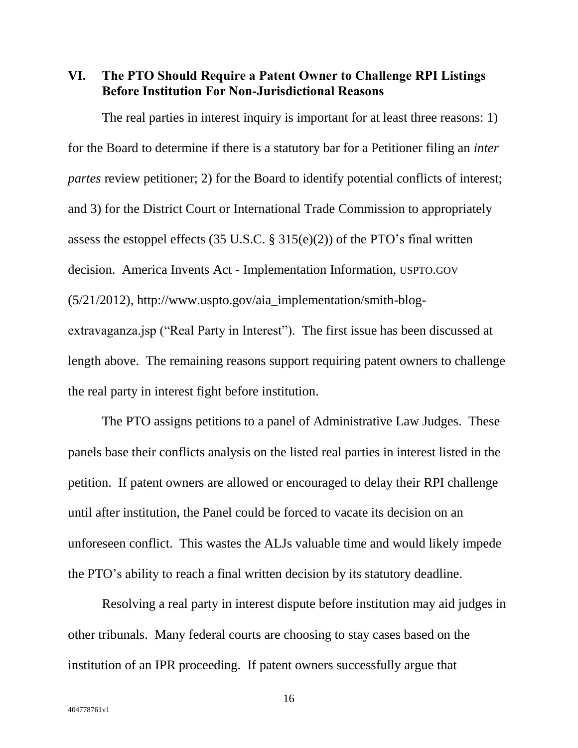## VI. The PTO Should Require a Patent Owner to Challenge RPI Listings Before Institution For Non-Jurisdictional Reasons

The real parties in interest inquiry is important for at least three reasons: 1) for the Board to determine if there is a statutory bar for a Petitioner filing an *inter partes* review petitioner; 2) for the Board to identify potential conflicts of interest; and 3) for the District Court or International Trade Commission to appropriately assess the estoppel effects (35 U.S.C. § 315(e)(2)) of the PTO's final written decision. America Invents Act - Implementation Information, USPTO.GOV (5/21/2012), http://www.uspto.gov/aia_implementation/smith-blog-extravaganza.jsp ("Real Party in Interest"). The first issue has been discussed at length above. The remaining reasons support requiring patent owners to challenge the real party in interest fight before institution.

The PTO assigns petitions to a panel of Administrative Law Judges. These panels base their conflicts analysis on the listed real parties in interest listed in the petition. If patent owners are allowed or encouraged to delay their RPI challenge until after institution, the Panel could be forced to vacate its decision on an unforeseen conflict. This wastes the ALJs valuable time and would likely impede the PTO's ability to reach a final written decision by its statutory deadline.

Resolving a real party in interest dispute before institution may aid judges in other tribunals. Many federal courts are choosing to stay cases based on the institution of an IPR proceeding. If patent owners successfully argue that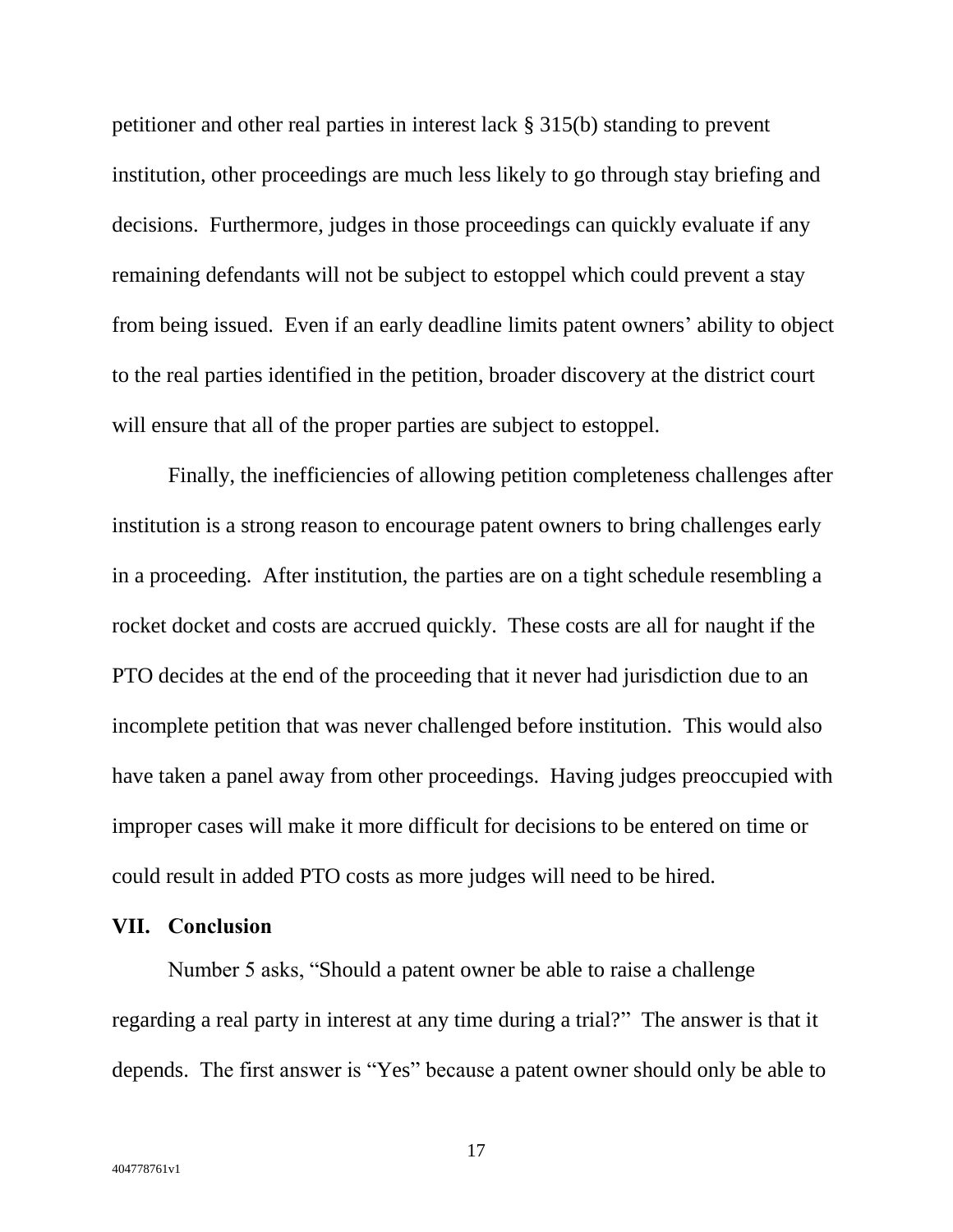petitioner and other real parties in interest lack § 315(b) standing to prevent institution, other proceedings are much less likely to go through stay briefing and decisions. Furthermore, judges in those proceedings can quickly evaluate if any remaining defendants will not be subject to estoppel which could prevent a stay from being issued. Even if an early deadline limits patent owners' ability to object to the real parties identified in the petition, broader discovery at the district court will ensure that all of the proper parties are subject to estoppel.

Finally, the inefficiencies of allowing petition completeness challenges after institution is a strong reason to encourage patent owners to bring challenges early in a proceeding. After institution, the parties are on a tight schedule resembling a rocket docket and costs are accrued quickly. These costs are all for naught if the PTO decides at the end of the proceeding that it never had jurisdiction due to an incomplete petition that was never challenged before institution. This would also have taken a panel away from other proceedings. Having judges preoccupied with improper cases will make it more difficult for decisions to be entered on time or could result in added PTO costs as more judges will need to be hired.

## VII. Conclusion

Number 5 asks, "Should a patent owner be able to raise a challenge regarding a real party in interest at any time during a trial?" The answer is that it depends. The first answer is "Yes" because a patent owner should only be able to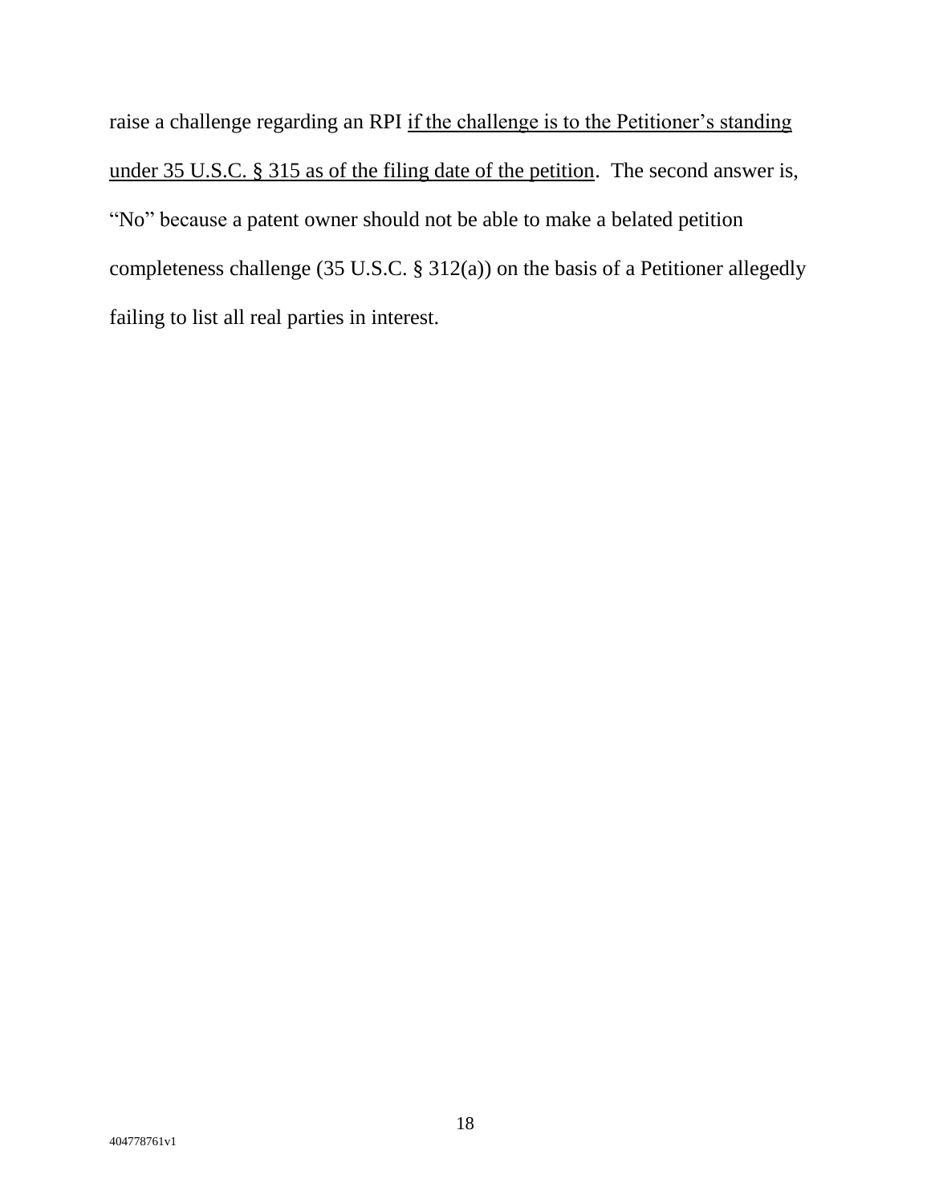raise a challenge regarding an RPI <u>if the challenge is to the Petitioner's standing under 35 U.S.C. § 315 as of the filing date of the petition</u>. The second answer is, "No" because a patent owner should not be able to make a belated petition completeness challenge (35 U.S.C. § 312(a)) on the basis of a Petitioner allegedly failing to list all real parties in interest.